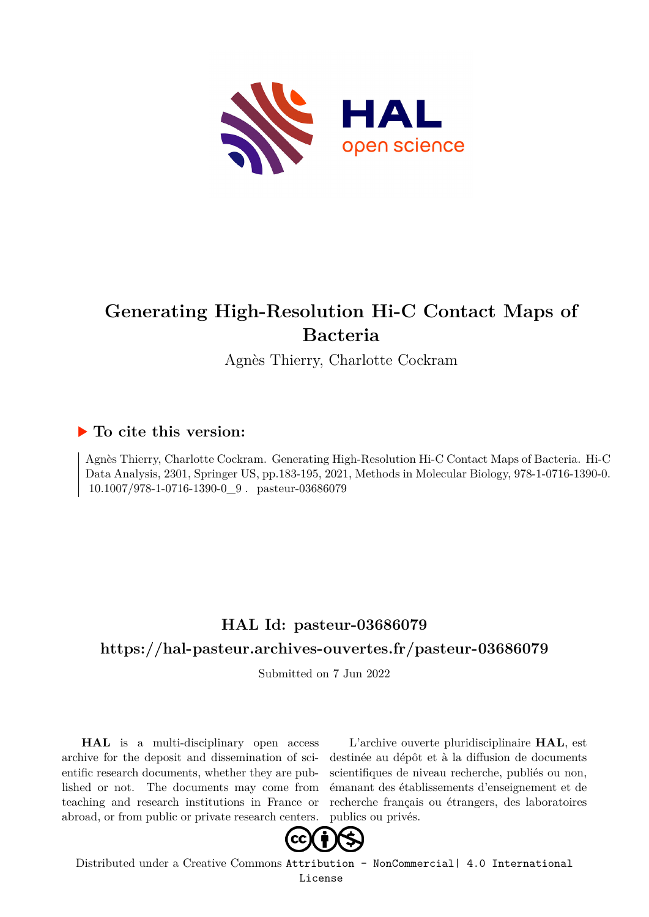# Generating High-Resolution Hi-C Contact Maps of Bacteria

Agnès Thierry, Charlotte Cockram

## ▶ To cite this version:

Agnès Thierry, Charlotte Cockram. Generating High-Resolution Hi-C Contact Maps of Bacteria. Hi-C Data Analysis, 2301, Springer US, pp.183-195, 2021, Methods in Molecular Biology, 978-1-0716-1390-0. 10.1007/978-1-0716-1390-0_9 . pasteur-03686079

## HAL Id: pasteur-03686079

## https://hal-pasteur.archives-ouvertes.fr/pasteur-03686079

Submitted on 7 Jun 2022

**HAL** is a multi-disciplinary open access archive for the deposit and dissemination of scientific research documents, whether they are published or not. The documents may come from teaching and research institutions in France or abroad, or from public or private research centers.

L'archive ouverte pluridisciplinaire **HAL**, est destinée au dépôt et à la diffusion de documents scientifiques de niveau recherche, publiés ou non, émanant des établissements d'enseignement et de recherche français ou étrangers, des laboratoires publics ou privés.

Distributed under a Creative Commons Attribution - NonCommercial| 4.0 International License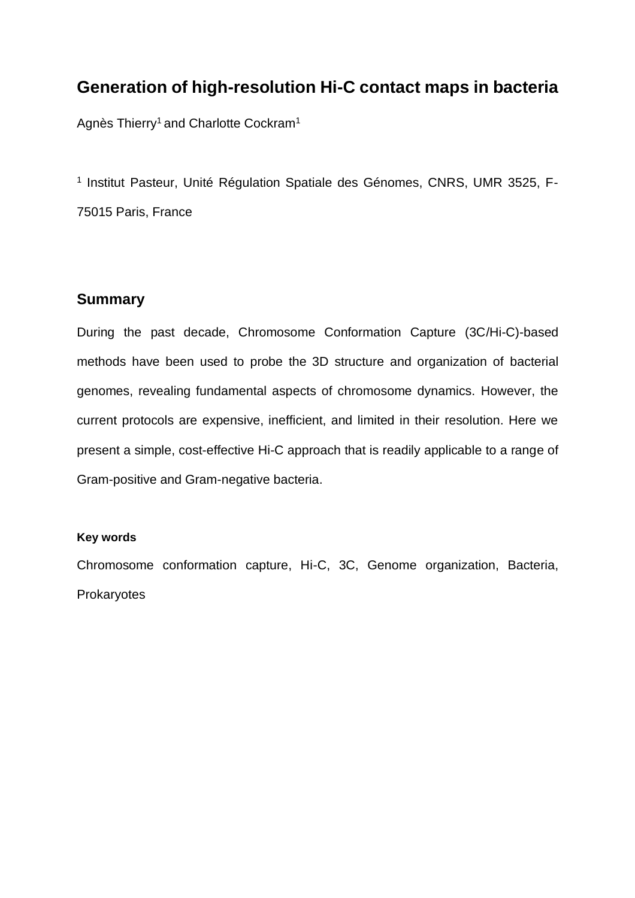# Generation of high-resolution Hi-C contact maps in bacteria

Agnès Thierry[1] and Charlotte Cockram[1]

[1] Institut Pasteur, Unité Régulation Spatiale des Génomes, CNRS, UMR 3525, F-75015 Paris, France

## Summary

During the past decade, Chromosome Conformation Capture (3C/Hi-C)-based methods have been used to probe the 3D structure and organization of bacterial genomes, revealing fundamental aspects of chromosome dynamics. However, the current protocols are expensive, inefficient, and limited in their resolution. Here we present a simple, cost-effective Hi-C approach that is readily applicable to a range of Gram-positive and Gram-negative bacteria.

#### Key words

Chromosome conformation capture, Hi-C, 3C, Genome organization, Bacteria, Prokaryotes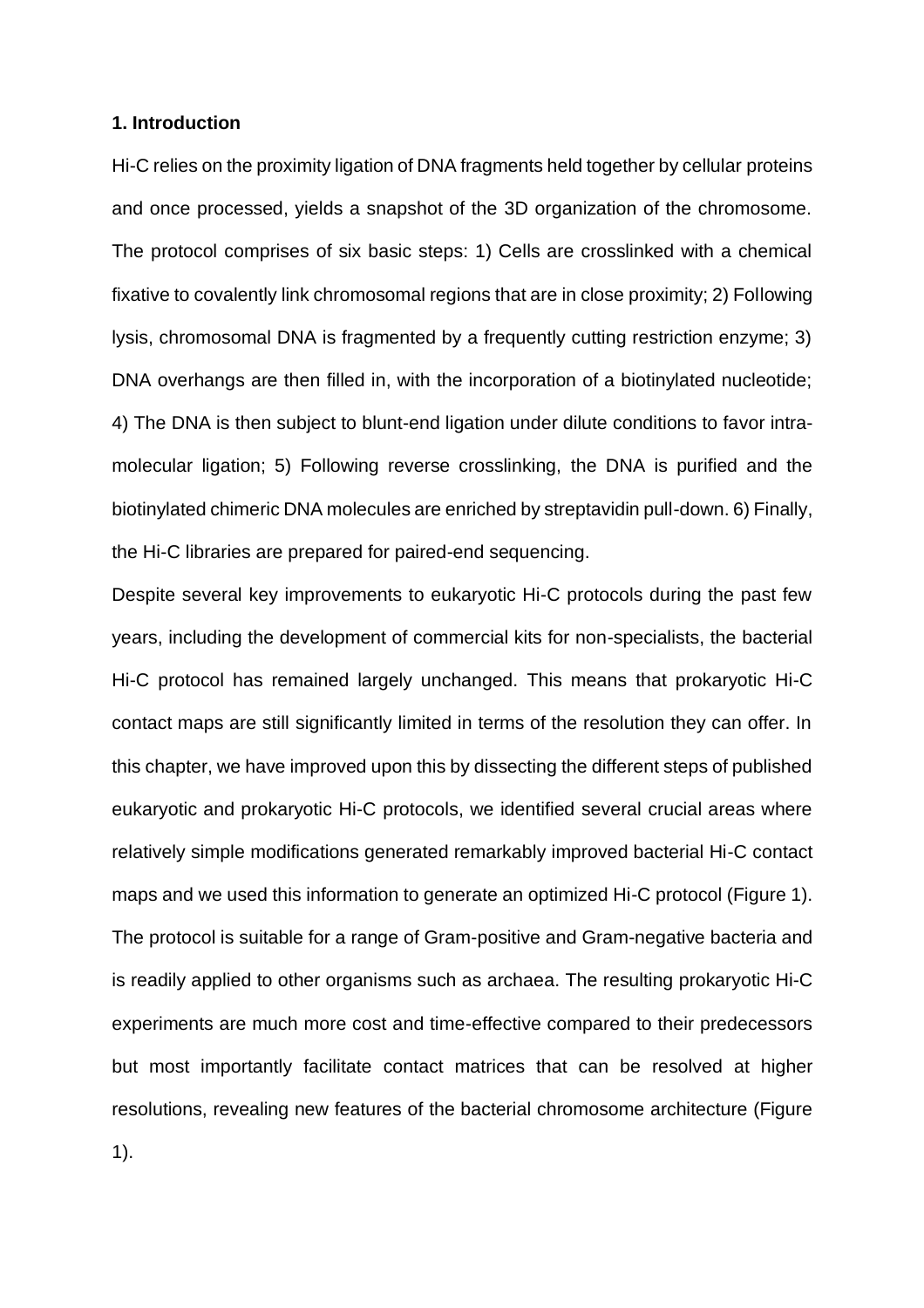**1. Introduction**

Hi-C relies on the proximity ligation of DNA fragments held together by cellular proteins and once processed, yields a snapshot of the 3D organization of the chromosome. The protocol comprises of six basic steps: 1) Cells are crosslinked with a chemical fixative to covalently link chromosomal regions that are in close proximity; 2) Following lysis, chromosomal DNA is fragmented by a frequently cutting restriction enzyme; 3) DNA overhangs are then filled in, with the incorporation of a biotinylated nucleotide; 4) The DNA is then subject to blunt-end ligation under dilute conditions to favor intra-molecular ligation; 5) Following reverse crosslinking, the DNA is purified and the biotinylated chimeric DNA molecules are enriched by streptavidin pull-down. 6) Finally, the Hi-C libraries are prepared for paired-end sequencing.

Despite several key improvements to eukaryotic Hi-C protocols during the past few years, including the development of commercial kits for non-specialists, the bacterial Hi-C protocol has remained largely unchanged. This means that prokaryotic Hi-C contact maps are still significantly limited in terms of the resolution they can offer. In this chapter, we have improved upon this by dissecting the different steps of published eukaryotic and prokaryotic Hi-C protocols, we identified several crucial areas where relatively simple modifications generated remarkably improved bacterial Hi-C contact maps and we used this information to generate an optimized Hi-C protocol (Figure 1). The protocol is suitable for a range of Gram-positive and Gram-negative bacteria and is readily applied to other organisms such as archaea. The resulting prokaryotic Hi-C experiments are much more cost and time-effective compared to their predecessors but most importantly facilitate contact matrices that can be resolved at higher resolutions, revealing new features of the bacterial chromosome architecture (Figure 1).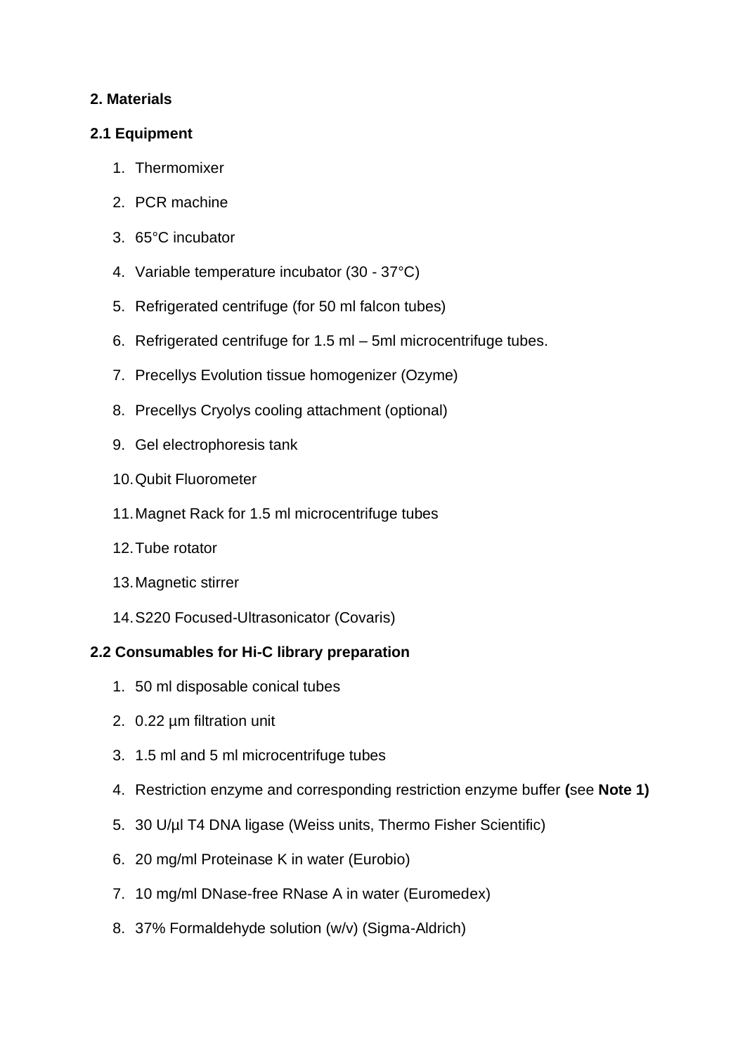## 2. Materials

### 2.1 Equipment

1. Thermomixer
2. PCR machine
3. 65°C incubator
4. Variable temperature incubator (30 - 37°C)
5. Refrigerated centrifuge (for 50 ml falcon tubes)
6. Refrigerated centrifuge for 1.5 ml – 5ml microcentrifuge tubes.
7. Precellys Evolution tissue homogenizer (Ozyme)
8. Precellys Cryolys cooling attachment (optional)
9. Gel electrophoresis tank
10. Qubit Fluorometer
11. Magnet Rack for 1.5 ml microcentrifuge tubes
12. Tube rotator
13. Magnetic stirrer
14. S220 Focused-Ultrasonicator (Covaris)

### 2.2 Consumables for Hi-C library preparation

1. 50 ml disposable conical tubes
2. 0.22 µm filtration unit
3. 1.5 ml and 5 ml microcentrifuge tubes
4. Restriction enzyme and corresponding restriction enzyme buffer **(**see **Note 1)**
5. 30 U/µl T4 DNA ligase (Weiss units, Thermo Fisher Scientific)
6. 20 mg/ml Proteinase K in water (Eurobio)
7. 10 mg/ml DNase-free RNase A in water (Euromedex)
8. 37% Formaldehyde solution (w/v) (Sigma-Aldrich)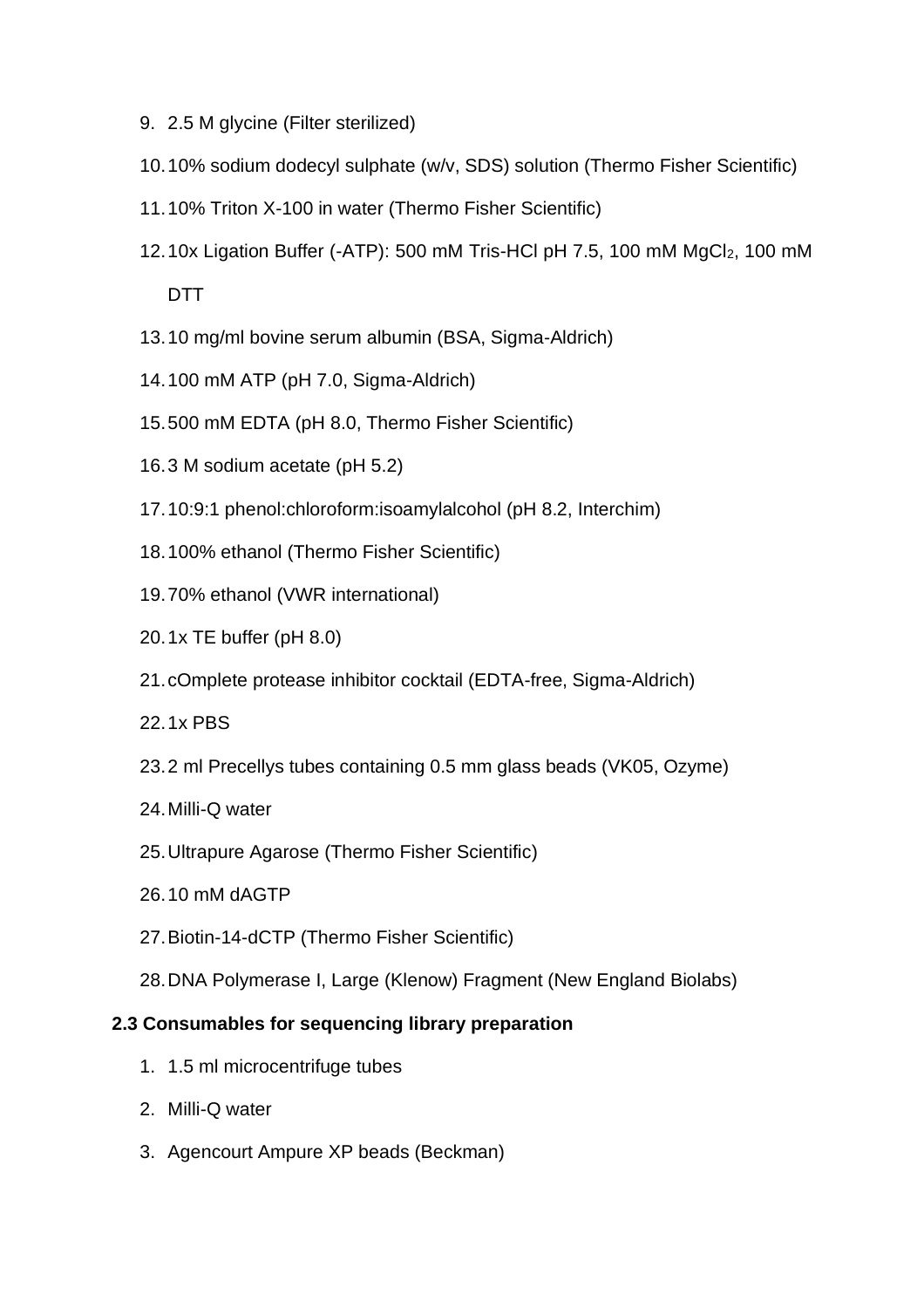9. 2.5 M glycine (Filter sterilized)
10. 10% sodium dodecyl sulphate (w/v, SDS) solution (Thermo Fisher Scientific)
11. 10% Triton X-100 in water (Thermo Fisher Scientific)
12. 10x Ligation Buffer (-ATP): 500 mM Tris-HCl pH 7.5, 100 mM $MgCl_2$, 100 mM DTT
13. 10 mg/ml bovine serum albumin (BSA, Sigma-Aldrich)
14. 100 mM ATP (pH 7.0, Sigma-Aldrich)
15. 500 mM EDTA (pH 8.0, Thermo Fisher Scientific)
16. 3 M sodium acetate (pH 5.2)
17. 10:9:1 phenol:chloroform:isoamylalcohol (pH 8.2, Interchim)
18. 100% ethanol (Thermo Fisher Scientific)
19. 70% ethanol (VWR international)
20. 1x TE buffer (pH 8.0)
21. cOmplete protease inhibitor cocktail (EDTA-free, Sigma-Aldrich)
22. 1x PBS
23. 2 ml Precellys tubes containing 0.5 mm glass beads (VK05, Ozyme)
24. Milli-Q water
25. Ultrapure Agarose (Thermo Fisher Scientific)
26. 10 mM dAGTP
27. Biotin-14-dCTP (Thermo Fisher Scientific)
28. DNA Polymerase I, Large (Klenow) Fragment (New England Biolabs)

### 2.3 Consumables for sequencing library preparation

1. 1.5 ml microcentrifuge tubes
2. Milli-Q water
3. Agencourt Ampure XP beads (Beckman)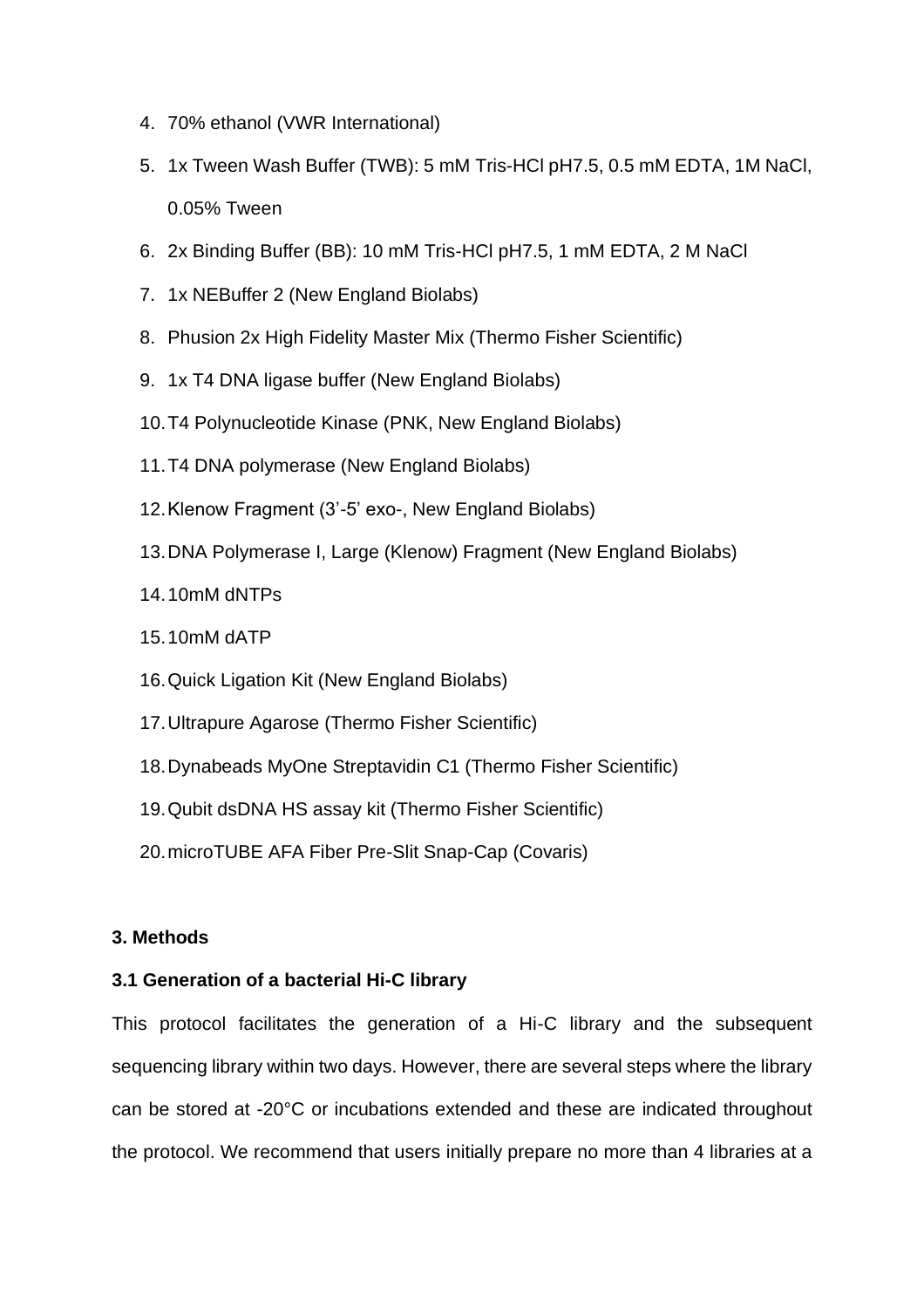4. 70% ethanol (VWR International)
5. 1x Tween Wash Buffer (TWB): 5 mM Tris-HCl pH7.5, 0.5 mM EDTA, 1M NaCl, 0.05% Tween
6. 2x Binding Buffer (BB): 10 mM Tris-HCl pH7.5, 1 mM EDTA, 2 M NaCl
7. 1x NEBuffer 2 (New England Biolabs)
8. Phusion 2x High Fidelity Master Mix (Thermo Fisher Scientific)
9. 1x T4 DNA ligase buffer (New England Biolabs)
10. T4 Polynucleotide Kinase (PNK, New England Biolabs)
11. T4 DNA polymerase (New England Biolabs)
12. Klenow Fragment (3'-5' exo-, New England Biolabs)
13. DNA Polymerase I, Large (Klenow) Fragment (New England Biolabs)
14. 10mM dNTPs
15. 10mM dATP
16. Quick Ligation Kit (New England Biolabs)
17. Ultrapure Agarose (Thermo Fisher Scientific)
18. Dynabeads MyOne Streptavidin C1 (Thermo Fisher Scientific)
19. Qubit dsDNA HS assay kit (Thermo Fisher Scientific)
20. microTUBE AFA Fiber Pre-Slit Snap-Cap (Covaris)

## 3. Methods

### 3.1 Generation of a bacterial Hi-C library

This protocol facilitates the generation of a Hi-C library and the subsequent sequencing library within two days. However, there are several steps where the library can be stored at -20°C or incubations extended and these are indicated throughout the protocol. We recommend that users initially prepare no more than 4 libraries at a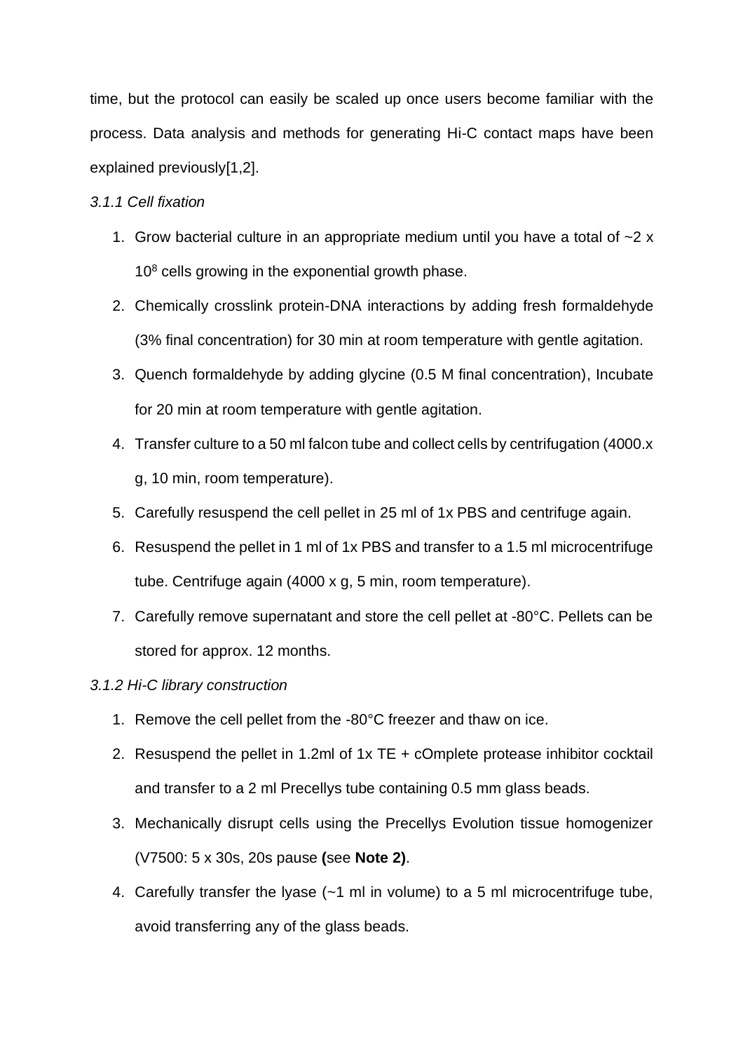time, but the protocol can easily be scaled up once users become familiar with the process. Data analysis and methods for generating Hi-C contact maps have been explained previously[1,2].

*3.1.1 Cell fixation*

1. Grow bacterial culture in an appropriate medium until you have a total of ~2 x $10^8$ cells growing in the exponential growth phase.
2. Chemically crosslink protein-DNA interactions by adding fresh formaldehyde (3% final concentration) for 30 min at room temperature with gentle agitation.
3. Quench formaldehyde by adding glycine (0.5 M final concentration), Incubate for 20 min at room temperature with gentle agitation.
4. Transfer culture to a 50 ml falcon tube and collect cells by centrifugation (4000.x g, 10 min, room temperature).
5. Carefully resuspend the cell pellet in 25 ml of 1x PBS and centrifuge again.
6. Resuspend the pellet in 1 ml of 1x PBS and transfer to a 1.5 ml microcentrifuge tube. Centrifuge again (4000 x g, 5 min, room temperature).
7. Carefully remove supernatant and store the cell pellet at -80°C. Pellets can be stored for approx. 12 months.

*3.1.2 Hi-C library construction*

1. Remove the cell pellet from the -80°C freezer and thaw on ice.
2. Resuspend the pellet in 1.2ml of 1x TE + cOmplete protease inhibitor cocktail and transfer to a 2 ml Precellys tube containing 0.5 mm glass beads.
3. Mechanically disrupt cells using the Precellys Evolution tissue homogenizer (V7500: 5 x 30s, 20s pause **(**see **Note 2)**.
4. Carefully transfer the lyase (~1 ml in volume) to a 5 ml microcentrifuge tube, avoid transferring any of the glass beads.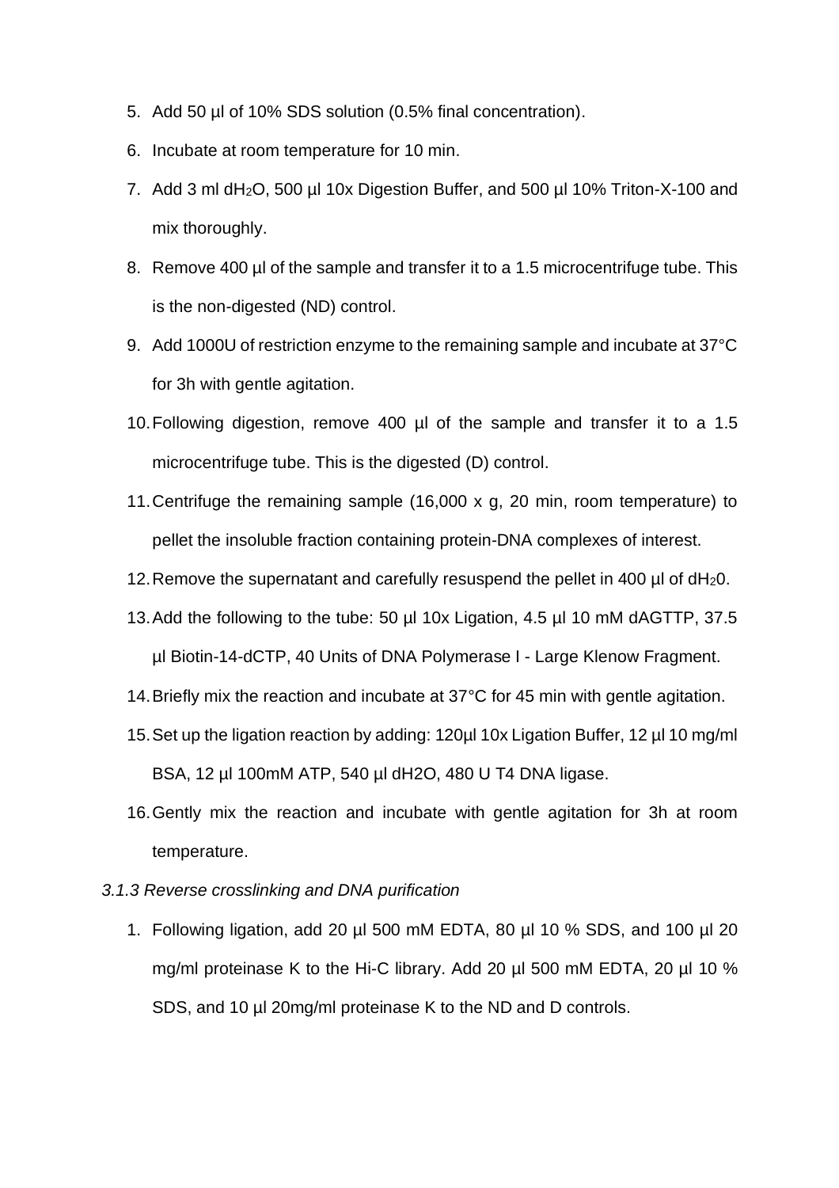5. Add 50 µl of 10% SDS solution (0.5% final concentration).
6. Incubate at room temperature for 10 min.
7. Add 3 ml $dH_2O$, 500 µl 10x Digestion Buffer, and 500 µl 10% Triton-X-100 and mix thoroughly.
8. Remove 400 µl of the sample and transfer it to a 1.5 microcentrifuge tube. This is the non-digested (ND) control.
9. Add 1000U of restriction enzyme to the remaining sample and incubate at 37°C for 3h with gentle agitation.
10. Following digestion, remove 400 µl of the sample and transfer it to a 1.5 microcentrifuge tube. This is the digested (D) control.
11. Centrifuge the remaining sample (16,000 x g, 20 min, room temperature) to pellet the insoluble fraction containing protein-DNA complexes of interest.
12. Remove the supernatant and carefully resuspend the pellet in 400 µl of $dH_20$.
13. Add the following to the tube: 50 µl 10x Ligation, 4.5 µl 10 mM dAGTTP, 37.5 µl Biotin-14-dCTP, 40 Units of DNA Polymerase I - Large Klenow Fragment.
14. Briefly mix the reaction and incubate at 37°C for 45 min with gentle agitation.
15. Set up the ligation reaction by adding: 120µl 10x Ligation Buffer, 12 µl 10 mg/ml BSA, 12 µl 100mM ATP, 540 µl dH2O, 480 U T4 DNA ligase.
16. Gently mix the reaction and incubate with gentle agitation for 3h at room temperature.

*3.1.3 Reverse crosslinking and DNA purification*

1. Following ligation, add 20 µl 500 mM EDTA, 80 µl 10 % SDS, and 100 µl 20 mg/ml proteinase K to the Hi-C library. Add 20 µl 500 mM EDTA, 20 µl 10 % SDS, and 10 µl 20mg/ml proteinase K to the ND and D controls.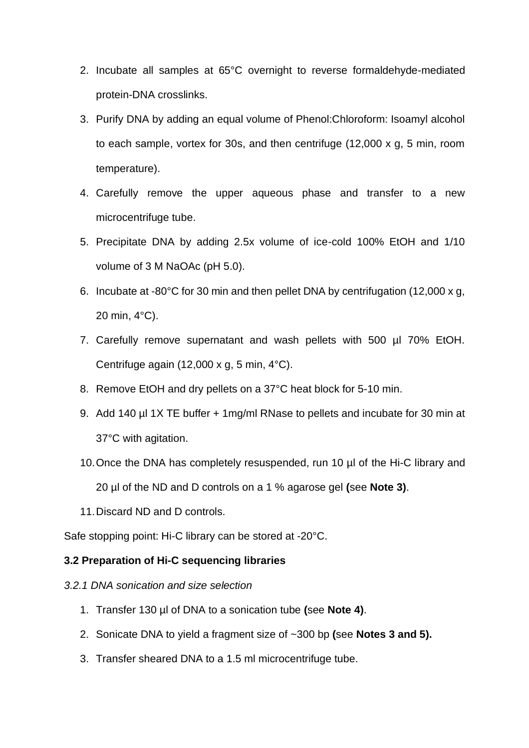2. Incubate all samples at 65°C overnight to reverse formaldehyde-mediated protein-DNA crosslinks.
3. Purify DNA by adding an equal volume of Phenol:Chloroform: Isoamyl alcohol to each sample, vortex for 30s, and then centrifuge (12,000 x g, 5 min, room temperature).
4. Carefully remove the upper aqueous phase and transfer to a new microcentrifuge tube.
5. Precipitate DNA by adding 2.5x volume of ice-cold 100% EtOH and 1/10 volume of 3 M NaOAc (pH 5.0).
6. Incubate at -80°C for 30 min and then pellet DNA by centrifugation (12,000 x g, 20 min, 4°C).
7. Carefully remove supernatant and wash pellets with 500 µl 70% EtOH. Centrifuge again (12,000 x g, 5 min, 4°C).
8. Remove EtOH and dry pellets on a 37°C heat block for 5-10 min.
9. Add 140 µl 1X TE buffer + 1mg/ml RNase to pellets and incubate for 30 min at 37°C with agitation.
10. Once the DNA has completely resuspended, run 10 µl of the Hi-C library and 20 µl of the ND and D controls on a 1 % agarose gel **(**see **Note 3)**.
11. Discard ND and D controls.

Safe stopping point: Hi-C library can be stored at -20°C.

### 3.2 Preparation of Hi-C sequencing libraries

*3.2.1 DNA sonication and size selection*

1. Transfer 130 µl of DNA to a sonication tube **(**see **Note 4)**.
2. Sonicate DNA to yield a fragment size of ~300 bp **(**see **Notes 3 and 5).**
3. Transfer sheared DNA to a 1.5 ml microcentrifuge tube.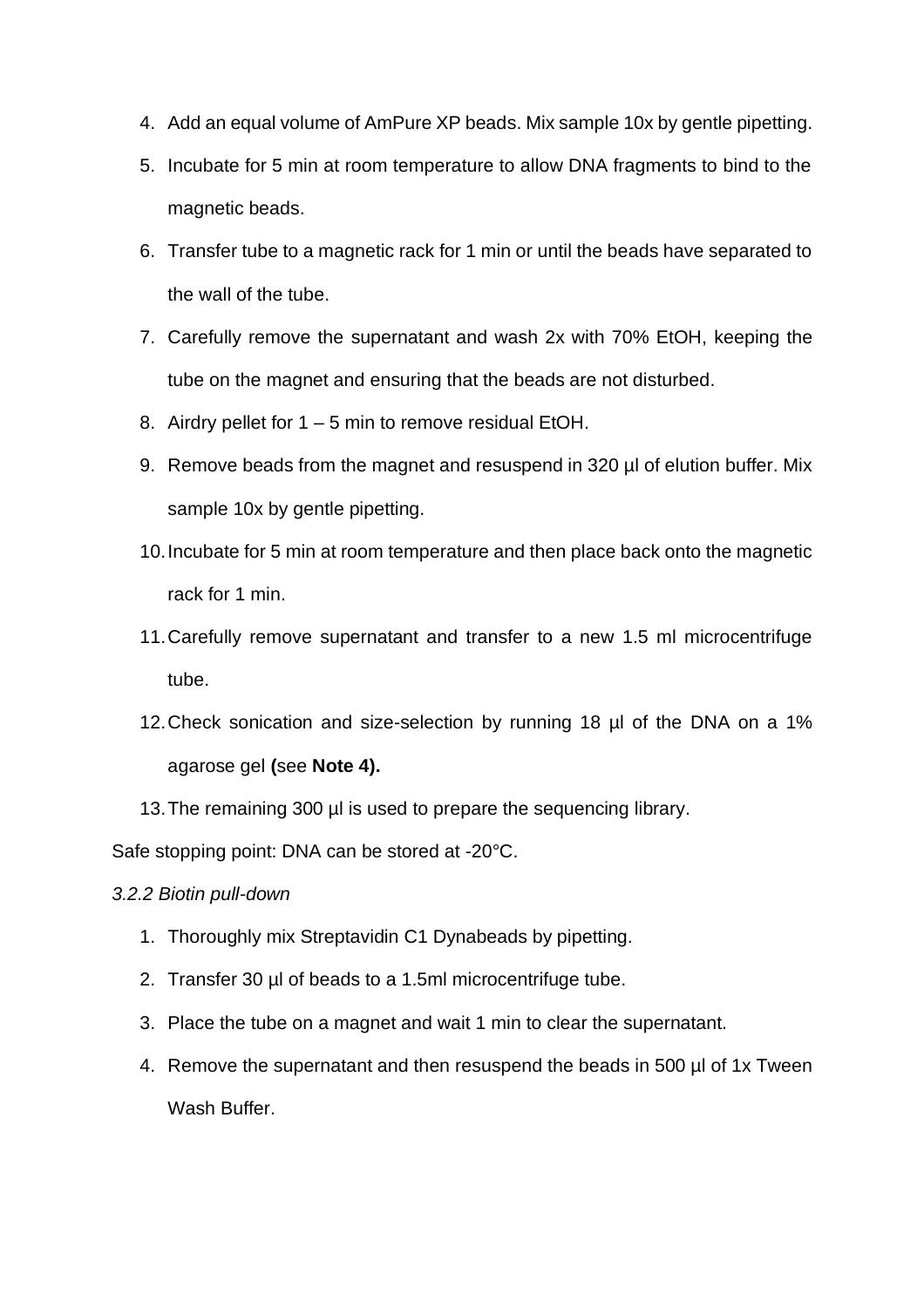4. Add an equal volume of AmPure XP beads. Mix sample 10x by gentle pipetting.
5. Incubate for 5 min at room temperature to allow DNA fragments to bind to the magnetic beads.
6. Transfer tube to a magnetic rack for 1 min or until the beads have separated to the wall of the tube.
7. Carefully remove the supernatant and wash 2x with 70% EtOH, keeping the tube on the magnet and ensuring that the beads are not disturbed.
8. Airdry pellet for 1 – 5 min to remove residual EtOH.
9. Remove beads from the magnet and resuspend in 320 µl of elution buffer. Mix sample 10x by gentle pipetting.
10. Incubate for 5 min at room temperature and then place back onto the magnetic rack for 1 min.
11. Carefully remove supernatant and transfer to a new 1.5 ml microcentrifuge tube.
12. Check sonication and size-selection by running 18 µl of the DNA on a 1% agarose gel **(**see **Note 4).**
13. The remaining 300 µl is used to prepare the sequencing library.

Safe stopping point: DNA can be stored at -20°C.

*3.2.2 Biotin pull-down*

1. Thoroughly mix Streptavidin C1 Dynabeads by pipetting.
2. Transfer 30 µl of beads to a 1.5ml microcentrifuge tube.
3. Place the tube on a magnet and wait 1 min to clear the supernatant.
4. Remove the supernatant and then resuspend the beads in 500 µl of 1x Tween Wash Buffer.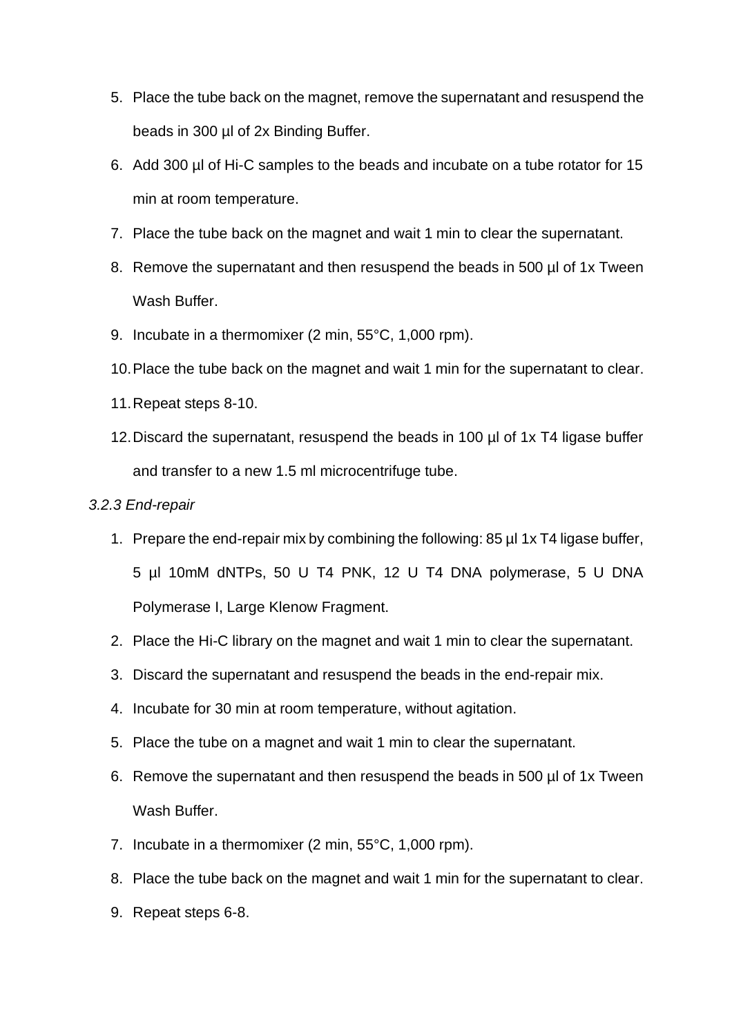5. Place the tube back on the magnet, remove the supernatant and resuspend the beads in 300 µl of 2x Binding Buffer.
6. Add 300 µl of Hi-C samples to the beads and incubate on a tube rotator for 15 min at room temperature.
7. Place the tube back on the magnet and wait 1 min to clear the supernatant.
8. Remove the supernatant and then resuspend the beads in 500 µl of 1x Tween Wash Buffer.
9. Incubate in a thermomixer (2 min, 55°C, 1,000 rpm).
10. Place the tube back on the magnet and wait 1 min for the supernatant to clear.
11. Repeat steps 8-10.
12. Discard the supernatant, resuspend the beads in 100 µl of 1x T4 ligase buffer and transfer to a new 1.5 ml microcentrifuge tube.

*3.2.3 End-repair*

1. Prepare the end-repair mix by combining the following: 85 µl 1x T4 ligase buffer, 5 µl 10mM dNTPs, 50 U T4 PNK, 12 U T4 DNA polymerase, 5 U DNA Polymerase I, Large Klenow Fragment.
2. Place the Hi-C library on the magnet and wait 1 min to clear the supernatant.
3. Discard the supernatant and resuspend the beads in the end-repair mix.
4. Incubate for 30 min at room temperature, without agitation.
5. Place the tube on a magnet and wait 1 min to clear the supernatant.
6. Remove the supernatant and then resuspend the beads in 500 µl of 1x Tween Wash Buffer.
7. Incubate in a thermomixer (2 min, 55°C, 1,000 rpm).
8. Place the tube back on the magnet and wait 1 min for the supernatant to clear.
9. Repeat steps 6-8.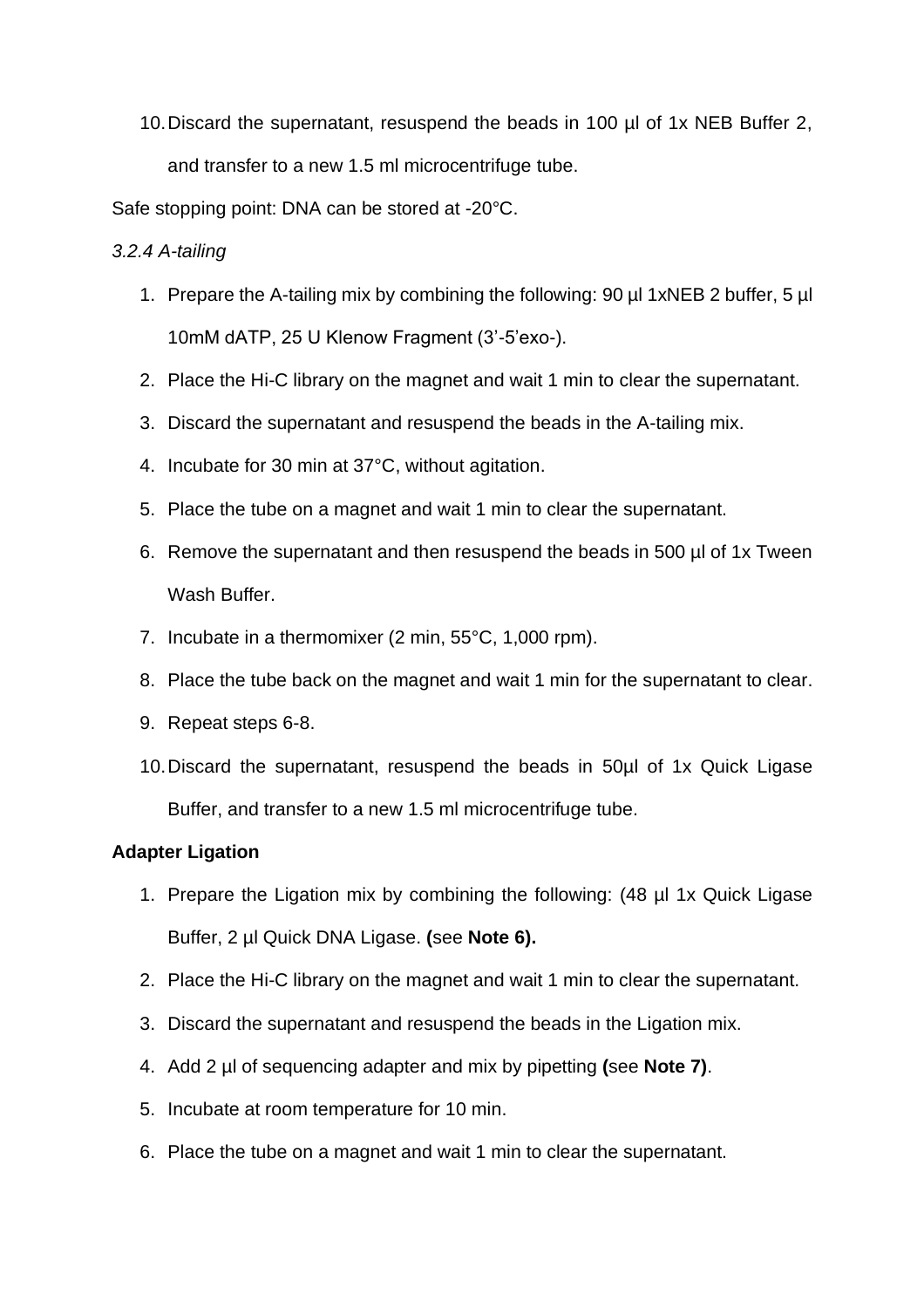10. Discard the supernatant, resuspend the beads in 100 µl of 1x NEB Buffer 2, and transfer to a new 1.5 ml microcentrifuge tube.

Safe stopping point: DNA can be stored at -20°C.

*3.2.4 A-tailing*

1. Prepare the A-tailing mix by combining the following: 90 µl 1xNEB 2 buffer, 5 µl 10mM dATP, 25 U Klenow Fragment (3'-5'exo-).
2. Place the Hi-C library on the magnet and wait 1 min to clear the supernatant.
3. Discard the supernatant and resuspend the beads in the A-tailing mix.
4. Incubate for 30 min at 37°C, without agitation.
5. Place the tube on a magnet and wait 1 min to clear the supernatant.
6. Remove the supernatant and then resuspend the beads in 500 µl of 1x Tween Wash Buffer.
7. Incubate in a thermomixer (2 min, 55°C, 1,000 rpm).
8. Place the tube back on the magnet and wait 1 min for the supernatant to clear.
9. Repeat steps 6-8.
10. Discard the supernatant, resuspend the beads in 50µl of 1x Quick Ligase Buffer, and transfer to a new 1.5 ml microcentrifuge tube.

**Adapter Ligation**

1. Prepare the Ligation mix by combining the following: (48 µl 1x Quick Ligase Buffer, 2 µl Quick DNA Ligase. **(**see **Note 6).**
2. Place the Hi-C library on the magnet and wait 1 min to clear the supernatant.
3. Discard the supernatant and resuspend the beads in the Ligation mix.
4. Add 2 µl of sequencing adapter and mix by pipetting **(**see **Note 7)**.
5. Incubate at room temperature for 10 min.
6. Place the tube on a magnet and wait 1 min to clear the supernatant.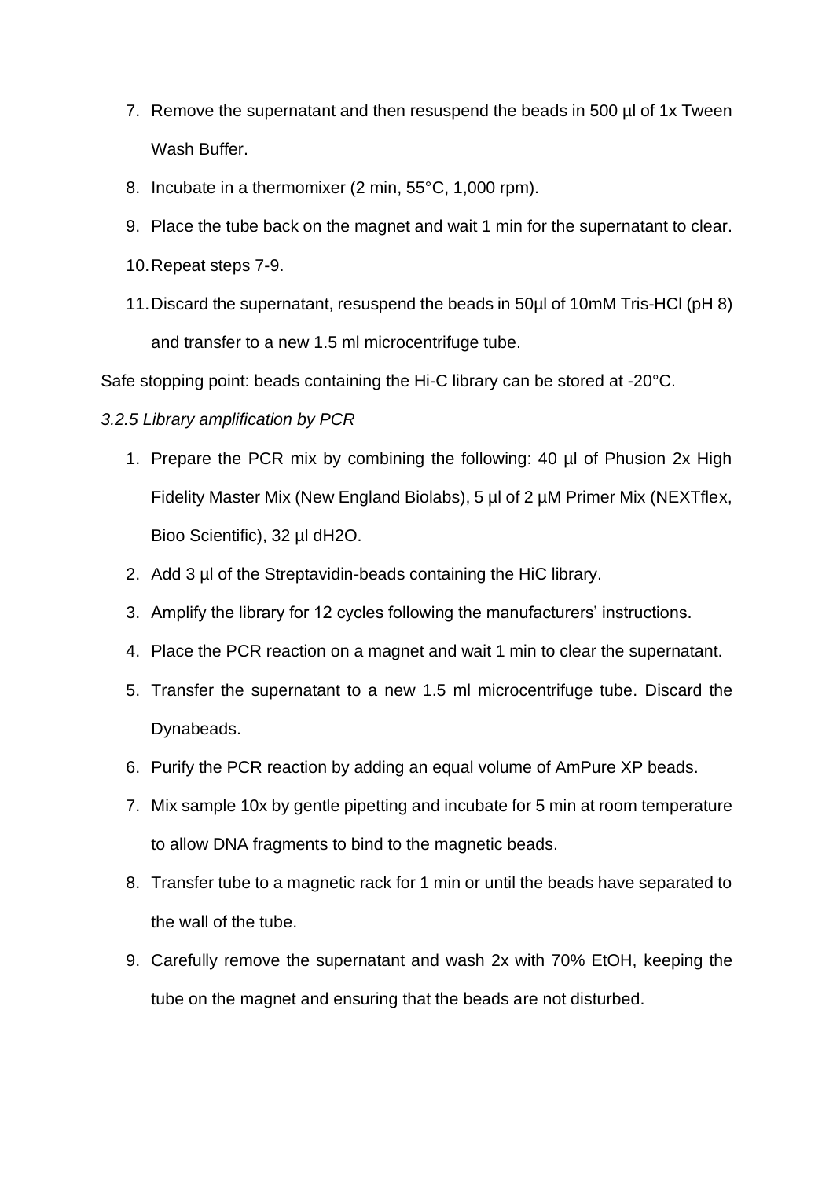7. Remove the supernatant and then resuspend the beads in 500 µl of 1x Tween Wash Buffer.
8. Incubate in a thermomixer (2 min, 55°C, 1,000 rpm).
9. Place the tube back on the magnet and wait 1 min for the supernatant to clear.
10. Repeat steps 7-9.
11. Discard the supernatant, resuspend the beads in 50µl of 10mM Tris-HCl (pH 8) and transfer to a new 1.5 ml microcentrifuge tube.

Safe stopping point: beads containing the Hi-C library can be stored at -20°C.

*3.2.5 Library amplification by PCR*

1. Prepare the PCR mix by combining the following: 40 µl of Phusion 2x High Fidelity Master Mix (New England Biolabs), 5 µl of 2 µM Primer Mix (NEXTflex, Bioo Scientific), 32 µl dH2O.
2. Add 3 µl of the Streptavidin-beads containing the HiC library.
3. Amplify the library for 12 cycles following the manufacturers' instructions.
4. Place the PCR reaction on a magnet and wait 1 min to clear the supernatant.
5. Transfer the supernatant to a new 1.5 ml microcentrifuge tube. Discard the Dynabeads.
6. Purify the PCR reaction by adding an equal volume of AmPure XP beads.
7. Mix sample 10x by gentle pipetting and incubate for 5 min at room temperature to allow DNA fragments to bind to the magnetic beads.
8. Transfer tube to a magnetic rack for 1 min or until the beads have separated to the wall of the tube.
9. Carefully remove the supernatant and wash 2x with 70% EtOH, keeping the tube on the magnet and ensuring that the beads are not disturbed.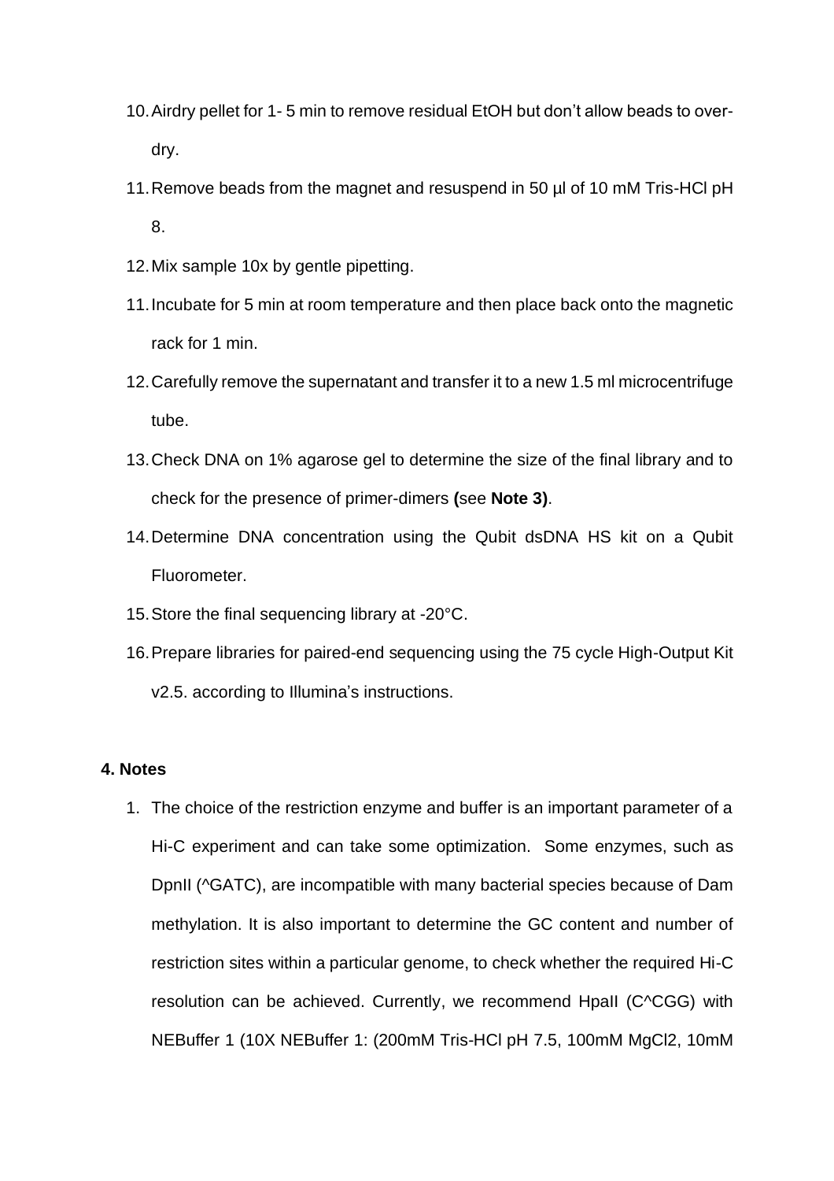10. Airdry pellet for 1- 5 min to remove residual EtOH but don't allow beads to over-dry.
11. Remove beads from the magnet and resuspend in 50 µl of 10 mM Tris-HCl pH 8.
12. Mix sample 10x by gentle pipetting.
11. Incubate for 5 min at room temperature and then place back onto the magnetic rack for 1 min.
12. Carefully remove the supernatant and transfer it to a new 1.5 ml microcentrifuge tube.
13. Check DNA on 1% agarose gel to determine the size of the final library and to check for the presence of primer-dimers **(**see **Note 3)**.
14. Determine DNA concentration using the Qubit dsDNA HS kit on a Qubit Fluorometer.
15. Store the final sequencing library at -20°C.
16. Prepare libraries for paired-end sequencing using the 75 cycle High-Output Kit v2.5. according to Illumina's instructions.

### 4. Notes

1. The choice of the restriction enzyme and buffer is an important parameter of a Hi-C experiment and can take some optimization. Some enzymes, such as DpnII (^GATC), are incompatible with many bacterial species because of Dam methylation. It is also important to determine the GC content and number of restriction sites within a particular genome, to check whether the required Hi-C resolution can be achieved. Currently, we recommend HpaII (C^CGG) with NEBuffer 1 (10X NEBuffer 1: (200mM Tris-HCl pH 7.5, 100mM $MgCl_2$, 10mM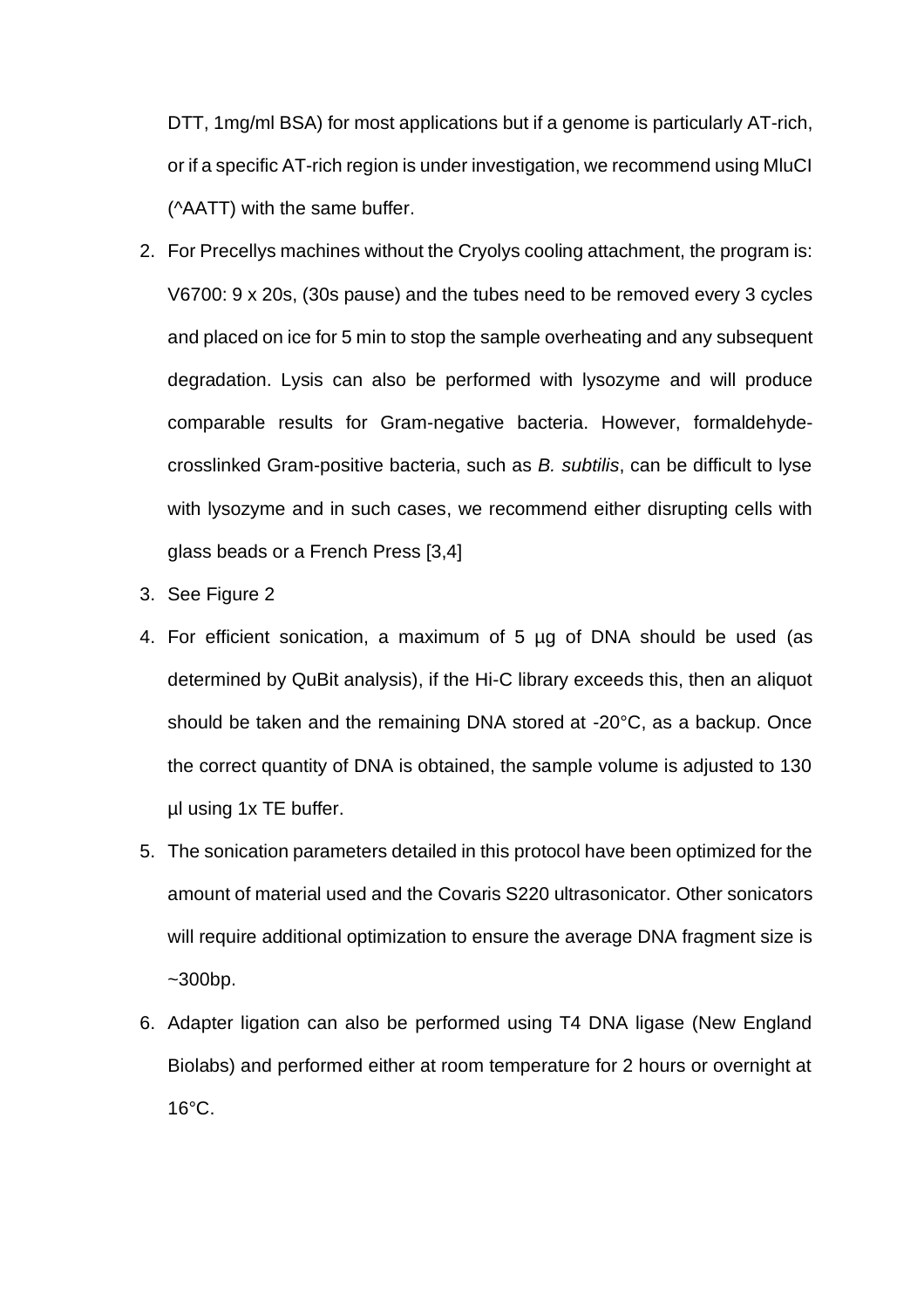DTT, 1mg/ml BSA) for most applications but if a genome is particularly AT-rich, or if a specific AT-rich region is under investigation, we recommend using MluCI (^AATT) with the same buffer.

2. For Precellys machines without the Cryolys cooling attachment, the program is: V6700: 9 x 20s, (30s pause) and the tubes need to be removed every 3 cycles and placed on ice for 5 min to stop the sample overheating and any subsequent degradation. Lysis can also be performed with lysozyme and will produce comparable results for Gram-negative bacteria. However, formaldehyde-crosslinked Gram-positive bacteria, such as *B. subtilis*, can be difficult to lyse with lysozyme and in such cases, we recommend either disrupting cells with glass beads or a French Press [3,4]
3. See Figure 2
4. For efficient sonication, a maximum of 5 µg of DNA should be used (as determined by QuBit analysis), if the Hi-C library exceeds this, then an aliquot should be taken and the remaining DNA stored at -20°C, as a backup. Once the correct quantity of DNA is obtained, the sample volume is adjusted to 130 µl using 1x TE buffer.
5. The sonication parameters detailed in this protocol have been optimized for the amount of material used and the Covaris S220 ultrasonicator. Other sonicators will require additional optimization to ensure the average DNA fragment size is ~300bp.
6. Adapter ligation can also be performed using T4 DNA ligase (New England Biolabs) and performed either at room temperature for 2 hours or overnight at 16°C.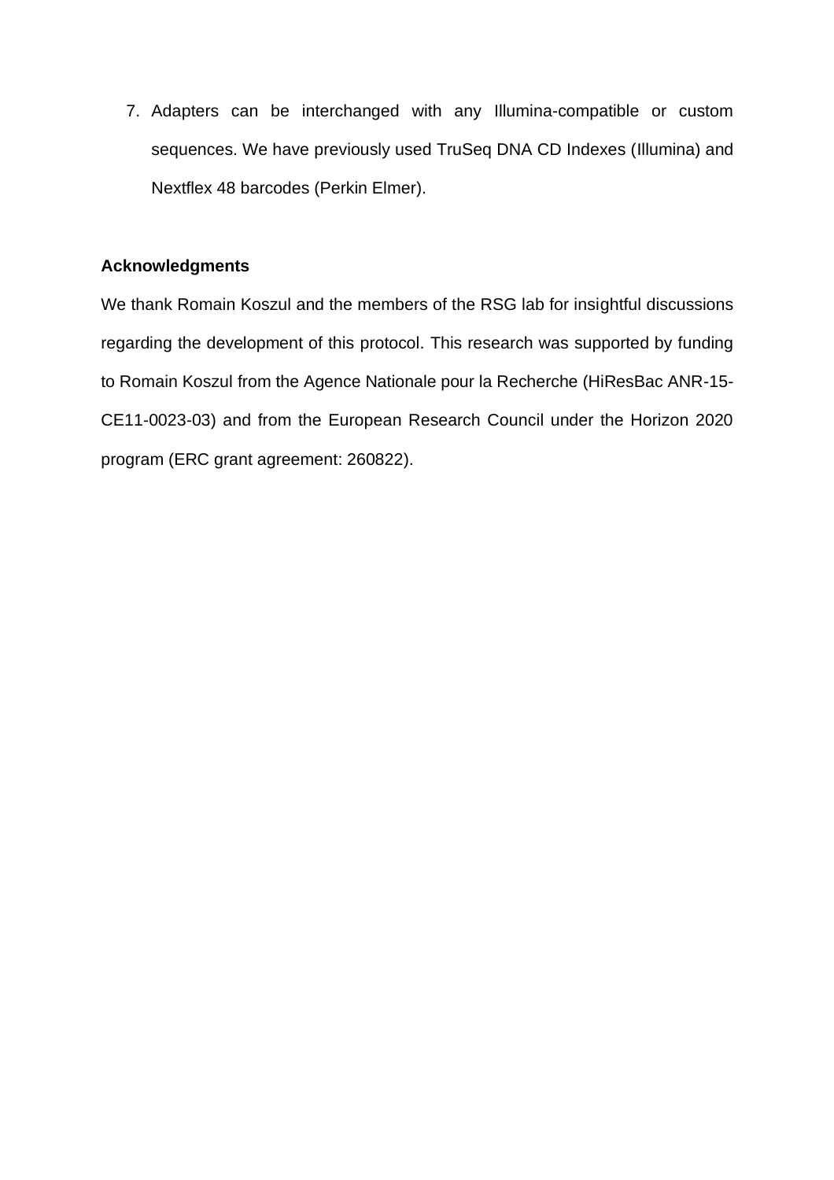7. Adapters can be interchanged with any Illumina-compatible or custom sequences. We have previously used TruSeq DNA CD Indexes (Illumina) and Nextflex 48 barcodes (Perkin Elmer).

## Acknowledgments

We thank Romain Koszul and the members of the RSG lab for insightful discussions regarding the development of this protocol. This research was supported by funding to Romain Koszul from the Agence Nationale pour la Recherche (HiResBac ANR-15-CE11-0023-03) and from the European Research Council under the Horizon 2020 program (ERC grant agreement: 260822).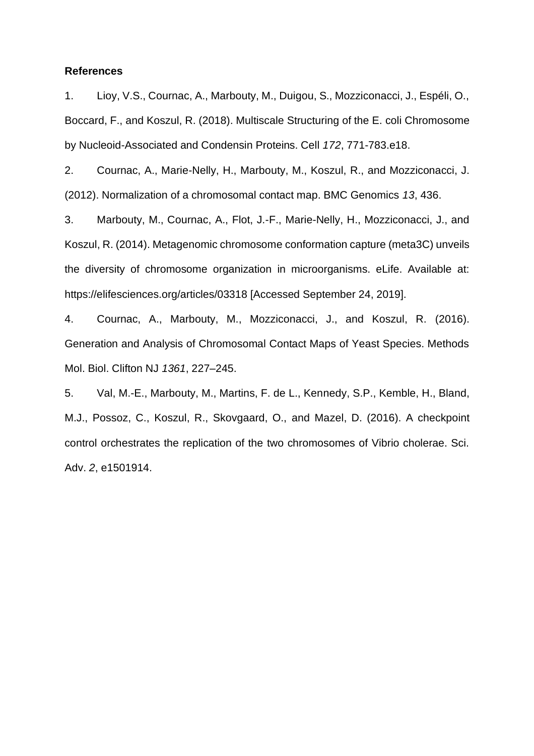**References**

1. Lioy, V.S., Cournac, A., Marbouty, M., Duigou, S., Mozziconacci, J., Espéli, O., Boccard, F., and Koszul, R. (2018). Multiscale Structuring of the E. coli Chromosome by Nucleoid-Associated and Condensin Proteins. Cell *172*, 771-783.e18.

2. Cournac, A., Marie-Nelly, H., Marbouty, M., Koszul, R., and Mozziconacci, J. (2012). Normalization of a chromosomal contact map. BMC Genomics *13*, 436.

3. Marbouty, M., Cournac, A., Flot, J.-F., Marie-Nelly, H., Mozziconacci, J., and Koszul, R. (2014). Metagenomic chromosome conformation capture (meta3C) unveils the diversity of chromosome organization in microorganisms. eLife. Available at: https://elifesciences.org/articles/03318 [Accessed September 24, 2019].

4. Cournac, A., Marbouty, M., Mozziconacci, J., and Koszul, R. (2016). Generation and Analysis of Chromosomal Contact Maps of Yeast Species. Methods Mol. Biol. Clifton NJ *1361*, 227–245.

5. Val, M.-E., Marbouty, M., Martins, F. de L., Kennedy, S.P., Kemble, H., Bland, M.J., Possoz, C., Koszul, R., Skovgaard, O., and Mazel, D. (2016). A checkpoint control orchestrates the replication of the two chromosomes of Vibrio cholerae. Sci. Adv. *2*, e1501914.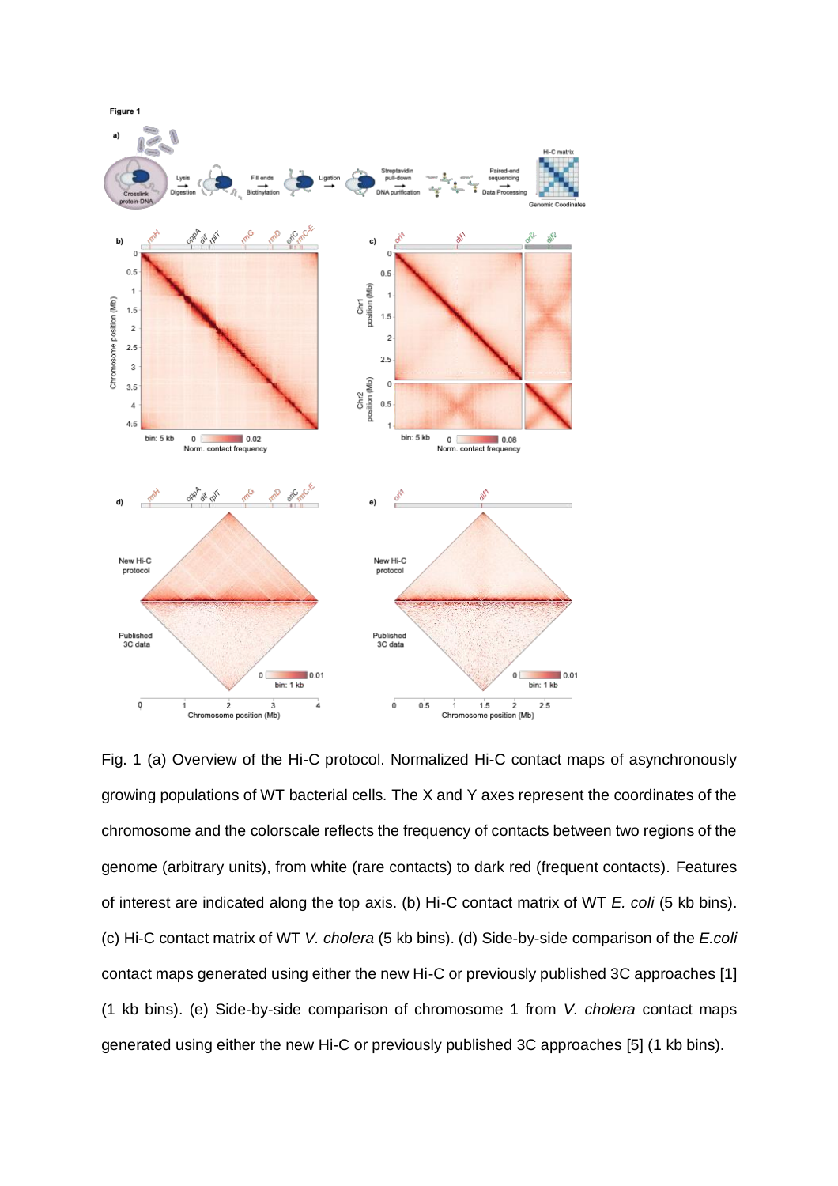Figure 1

Fig. 1 (a) Overview of the Hi-C protocol. Normalized Hi-C contact maps of asynchronously growing populations of WT bacterial cells. The X and Y axes represent the coordinates of the chromosome and the colorscale reflects the frequency of contacts between two regions of the genome (arbitrary units), from white (rare contacts) to dark red (frequent contacts). Features of interest are indicated along the top axis. (b) Hi-C contact matrix of WT *E. coli* (5 kb bins). (c) Hi-C contact matrix of WT *V. cholera* (5 kb bins). (d) Side-by-side comparison of the *E.coli* contact maps generated using either the new Hi-C or previously published 3C approaches [1] (1 kb bins). (e) Side-by-side comparison of chromosome 1 from *V. cholera* contact maps generated using either the new Hi-C or previously published 3C approaches [5] (1 kb bins).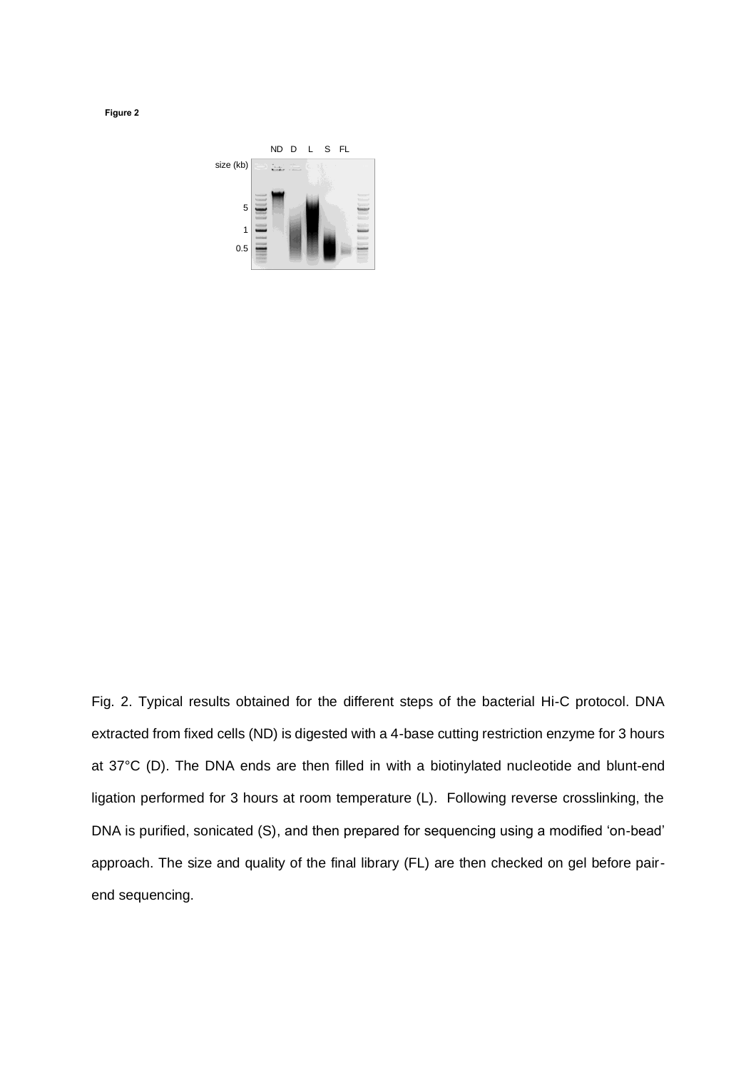**Figure 2**

ND D L S FL

size (kb)

5

1

0.5

Fig. 2. Typical results obtained for the different steps of the bacterial Hi-C protocol. DNA extracted from fixed cells (ND) is digested with a 4-base cutting restriction enzyme for 3 hours at 37°C (D). The DNA ends are then filled in with a biotinylated nucleotide and blunt-end ligation performed for 3 hours at room temperature (L). Following reverse crosslinking, the DNA is purified, sonicated (S), and then prepared for sequencing using a modified 'on-bead' approach. The size and quality of the final library (FL) are then checked on gel before pair-end sequencing.